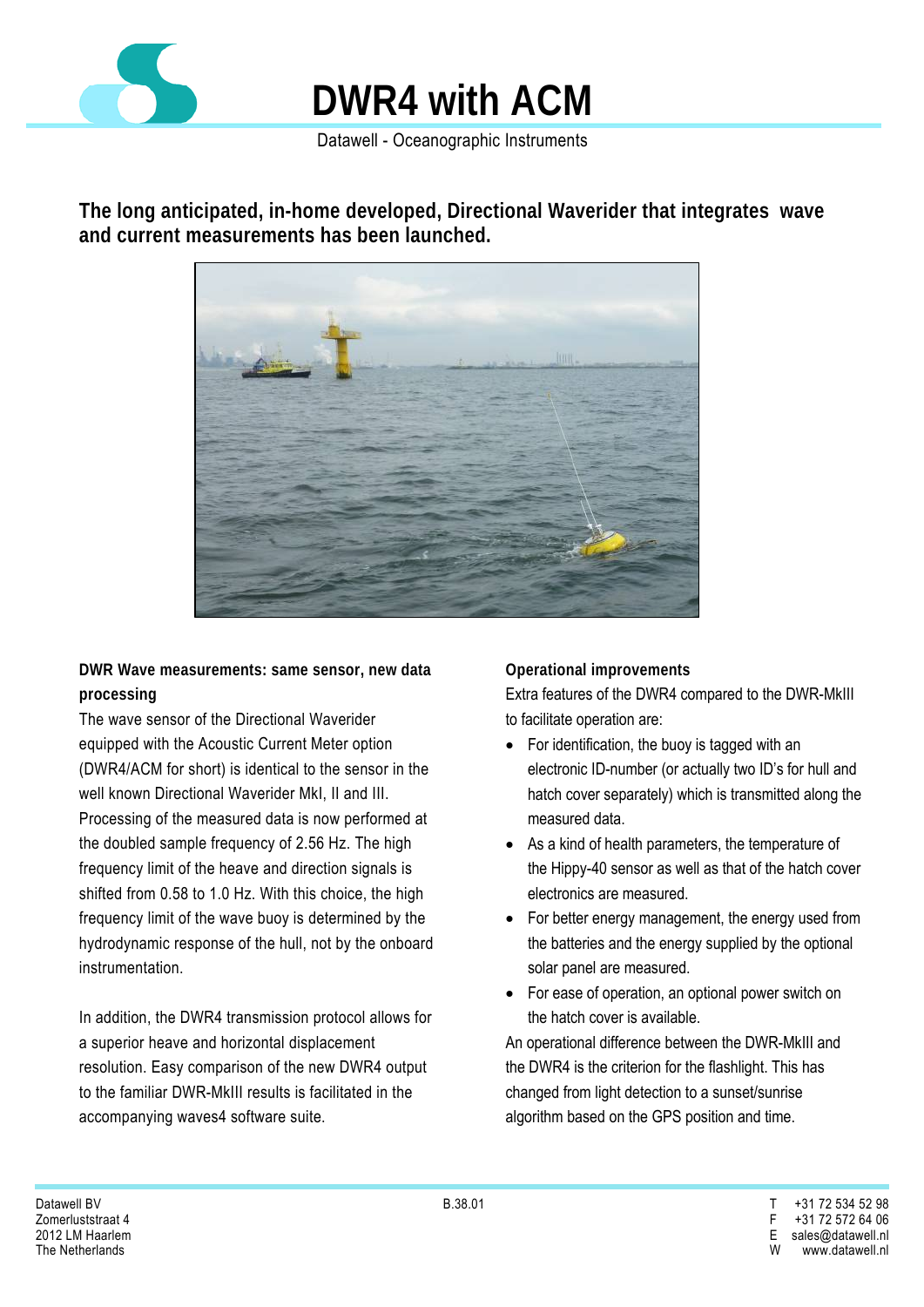# DWR4 with ACM

Datawell - Oceanographic Instruments

**The long anticipated, in-home developed, Directional Waverider that integrates wave and current measurements has been launched.**

### DWR Wave measurements: same sensor, new data processing

The wave sensor of the Directional Waverider equipped with the Acoustic Current Meter option (DWR4/ACM for short) is identical to the sensor in the well known Directional Waverider MkI, II and III. Processing of the measured data is now performed at the doubled sample frequency of 2.56 Hz. The high frequency limit of the heave and direction signals is shifted from 0.58 to 1.0 Hz. With this choice, the high frequency limit of the wave buoy is determined by the hydrodynamic response of the hull, not by the onboard instrumentation.

In addition, the DWR4 transmission protocol allows for a superior heave and horizontal displacement resolution. Easy comparison of the new DWR4 output to the familiar DWR-MkIII results is facilitated in the accompanying waves4 software suite.

### Operational improvements

Extra features of the DWR4 compared to the DWR-MkIII to facilitate operation are:

- For identification, the buoy is tagged with an electronic ID-number (or actually two ID's for hull and hatch cover separately) which is transmitted along the measured data.
- As a kind of health parameters, the temperature of the Hippy-40 sensor as well as that of the hatch cover electronics are measured.
- For better energy management, the energy used from the batteries and the energy supplied by the optional solar panel are measured.
- For ease of operation, an optional power switch on the hatch cover is available.

An operational difference between the DWR-MkIII and the DWR4 is the criterion for the flashlight. This has changed from light detection to a sunset/sunrise algorithm based on the GPS position and time.

Datawell BV
Zomerluststraat 4
2012 LM Haarlem
The Netherlands

B.38.01

T +31 72 534 52 98
F +31 72 572 64 06
E sales@datawell.nl
W www.datawell.nl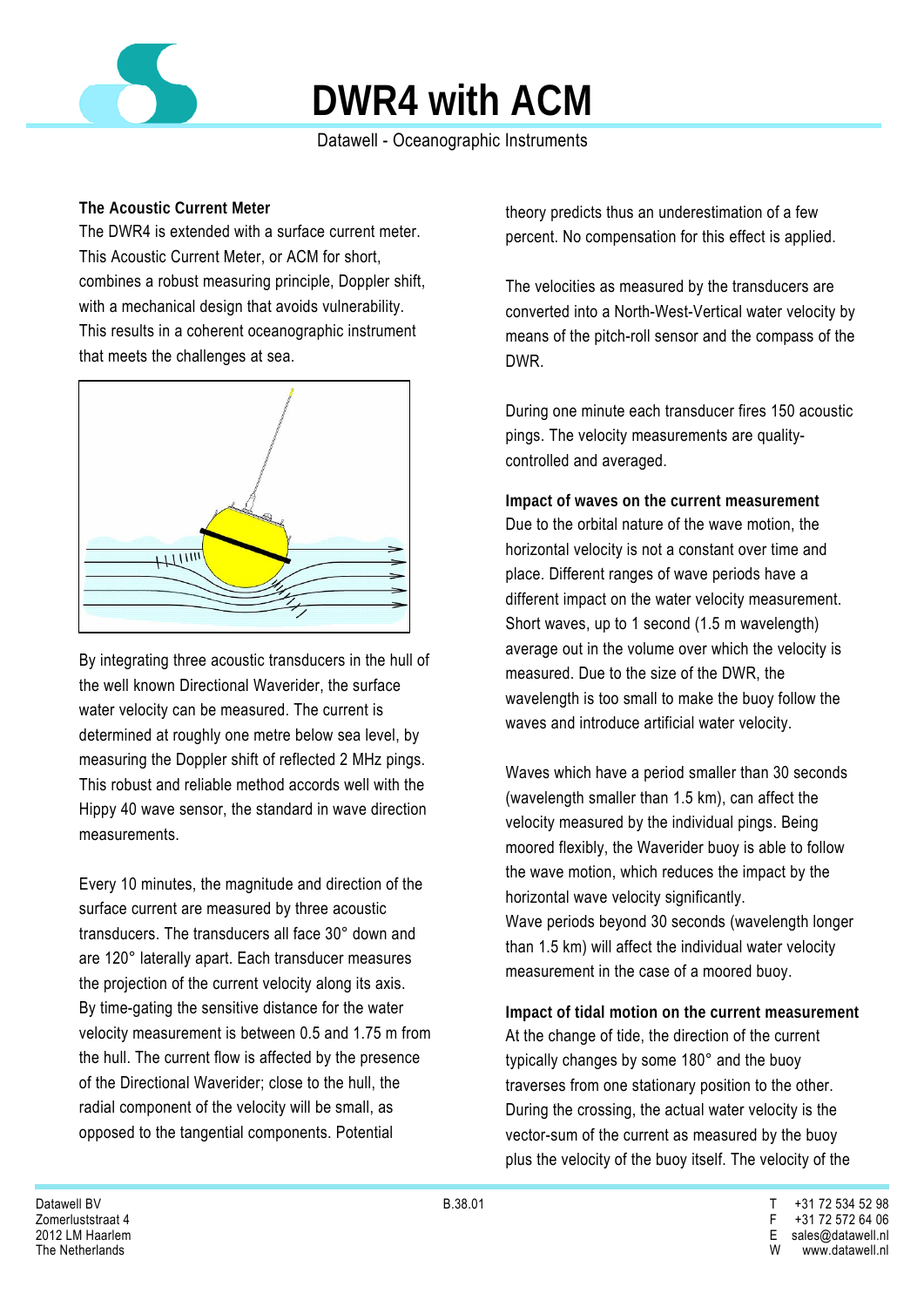# DWR4 with ACM

Datawell - Oceanographic Instruments

### The Acoustic Current Meter

The DWR4 is extended with a surface current meter. This Acoustic Current Meter, or ACM for short, combines a robust measuring principle, Doppler shift, with a mechanical design that avoids vulnerability. This results in a coherent oceanographic instrument that meets the challenges at sea.

By integrating three acoustic transducers in the hull of the well known Directional Waverider, the surface water velocity can be measured. The current is determined at roughly one metre below sea level, by measuring the Doppler shift of reflected 2 MHz pings. This robust and reliable method accords well with the Hippy 40 wave sensor, the standard in wave direction measurements.

Every 10 minutes, the magnitude and direction of the surface current are measured by three acoustic transducers. The transducers all face 30° down and are 120° laterally apart. Each transducer measures the projection of the current velocity along its axis. By time-gating the sensitive distance for the water velocity measurement is between 0.5 and 1.75 m from the hull. The current flow is affected by the presence of the Directional Waverider; close to the hull, the radial component of the velocity will be small, as opposed to the tangential components. Potential theory predicts thus an underestimation of a few percent. No compensation for this effect is applied.

The velocities as measured by the transducers are converted into a North-West-Vertical water velocity by means of the pitch-roll sensor and the compass of the DWR.

During one minute each transducer fires 150 acoustic pings. The velocity measurements are quality-controlled and averaged.

### Impact of waves on the current measurement

Due to the orbital nature of the wave motion, the horizontal velocity is not a constant over time and place. Different ranges of wave periods have a different impact on the water velocity measurement. Short waves, up to 1 second (1.5 m wavelength) average out in the volume over which the velocity is measured. Due to the size of the DWR, the wavelength is too small to make the buoy follow the waves and introduce artificial water velocity.

Waves which have a period smaller than 30 seconds (wavelength smaller than 1.5 km), can affect the velocity measured by the individual pings. Being moored flexibly, the Waverider buoy is able to follow the wave motion, which reduces the impact by the horizontal wave velocity significantly.
Wave periods beyond 30 seconds (wavelength longer than 1.5 km) will affect the individual water velocity measurement in the case of a moored buoy.

### Impact of tidal motion on the current measurement

At the change of tide, the direction of the current typically changes by some 180° and the buoy traverses from one stationary position to the other. During the crossing, the actual water velocity is the vector-sum of the current as measured by the buoy plus the velocity of the buoy itself. The velocity of the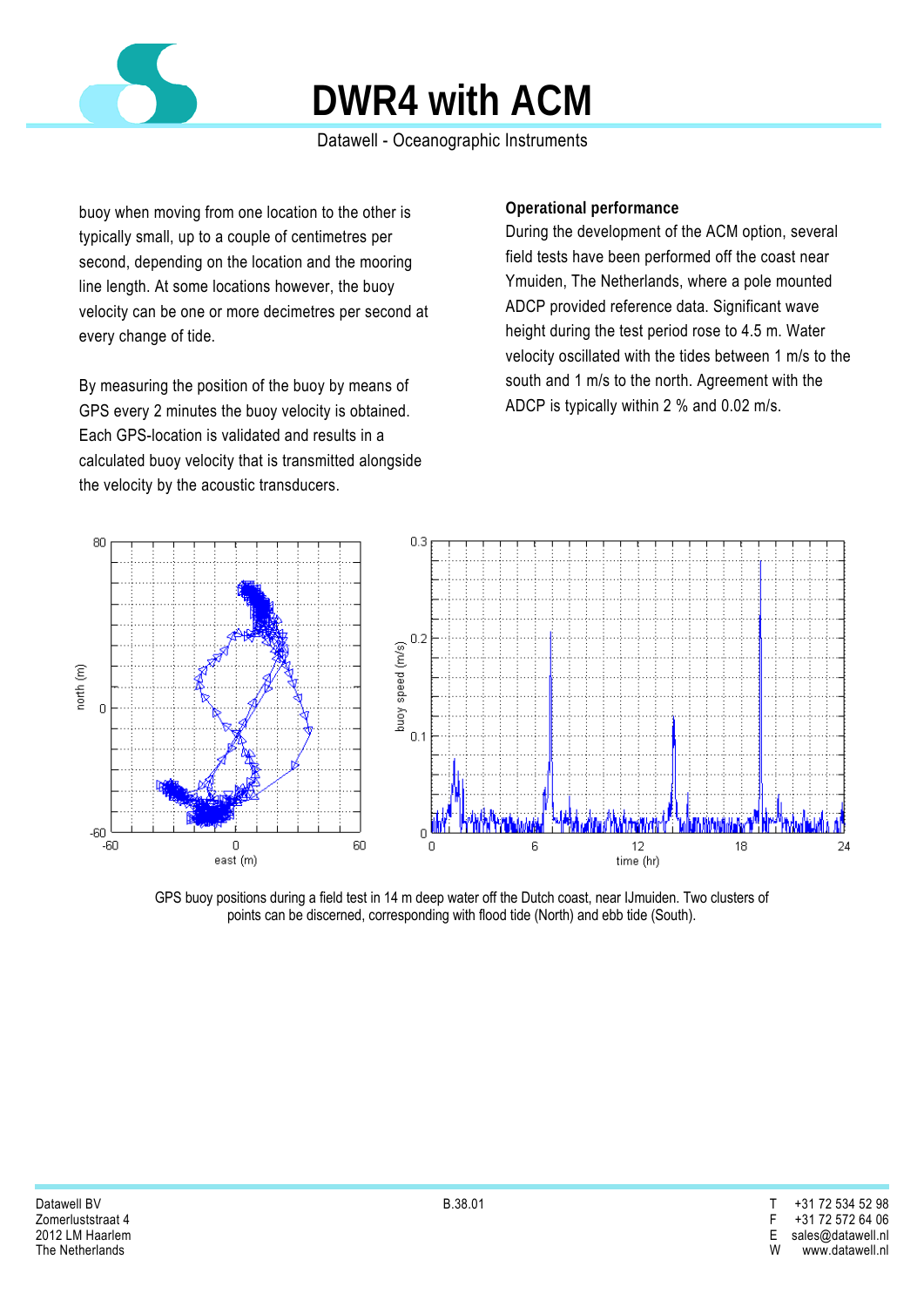buoy when moving from one location to the other is typically small, up to a couple of centimetres per second, depending on the location and the mooring line length. At some locations however, the buoy velocity can be one or more decimetres per second at every change of tide.

By measuring the position of the buoy by means of GPS every 2 minutes the buoy velocity is obtained. Each GPS-location is validated and results in a calculated buoy velocity that is transmitted alongside the velocity by the acoustic transducers.

**Operational performance**

During the development of the ACM option, several field tests have been performed off the coast near Ymuiden, The Netherlands, where a pole mounted ADCP provided reference data. Significant wave height during the test period rose to 4.5 m. Water velocity oscillated with the tides between 1 m/s to the south and 1 m/s to the north. Agreement with the ADCP is typically within 2 % and 0.02 m/s.

GPS buoy positions during a field test in 14 m deep water off the Dutch coast, near IJmuiden. Two clusters of points can be discerned, corresponding with flood tide (North) and ebb tide (South).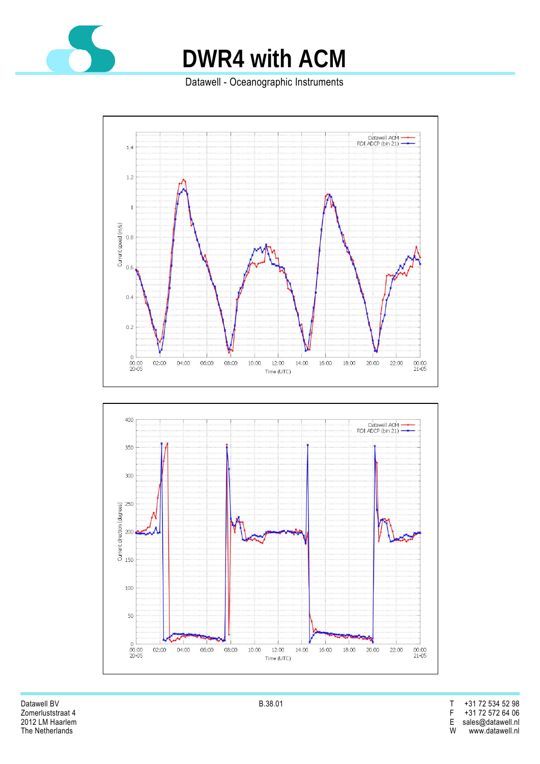# DWR4 with ACM

Datawell - Oceanographic Instruments

Datawell ACM
RDI ADCP (bin 21)

Current speed (m/s)

Time (UTC)

Datawell ACM
RDI ADCP (bin 21)

Current direction (degrees)

Time (UTC)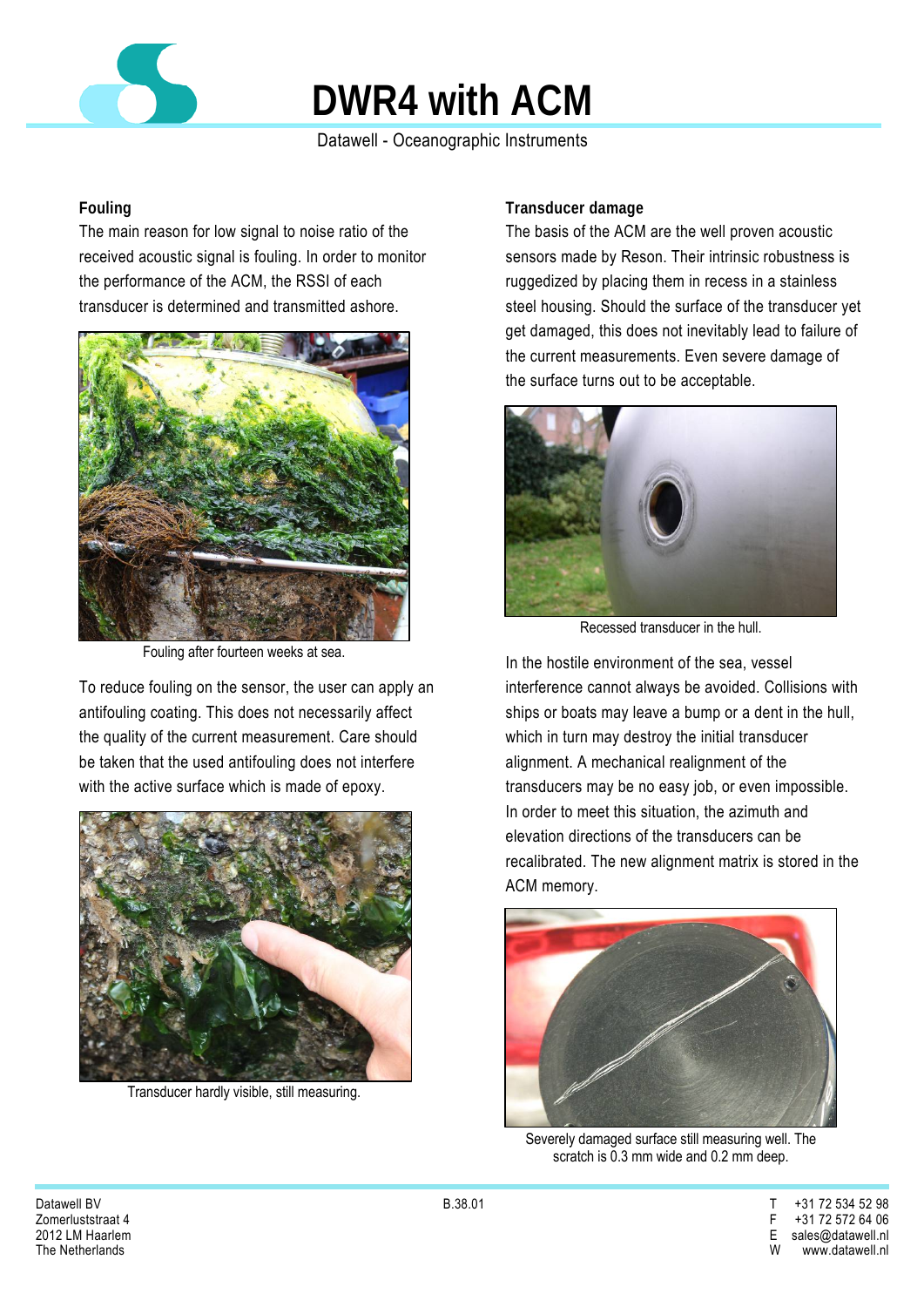# DWR4 with ACM

Datawell - Oceanographic Instruments

### Fouling

The main reason for low signal to noise ratio of the received acoustic signal is fouling. In order to monitor the performance of the ACM, the RSSI of each transducer is determined and transmitted ashore.

Fouling after fourteen weeks at sea.

To reduce fouling on the sensor, the user can apply an antifouling coating. This does not necessarily affect the quality of the current measurement. Care should be taken that the used antifouling does not interfere with the active surface which is made of epoxy.

Transducer hardly visible, still measuring.

### Transducer damage

The basis of the ACM are the well proven acoustic sensors made by Reson. Their intrinsic robustness is ruggedized by placing them in recess in a stainless steel housing. Should the surface of the transducer yet get damaged, this does not inevitably lead to failure of the current measurements. Even severe damage of the surface turns out to be acceptable.

Recessed transducer in the hull.

In the hostile environment of the sea, vessel interference cannot always be avoided. Collisions with ships or boats may leave a bump or a dent in the hull, which in turn may destroy the initial transducer alignment. A mechanical realignment of the transducers may be no easy job, or even impossible. In order to meet this situation, the azimuth and elevation directions of the transducers can be recalibrated. The new alignment matrix is stored in the ACM memory.

Severely damaged surface still measuring well. The scratch is 0.3 mm wide and 0.2 mm deep.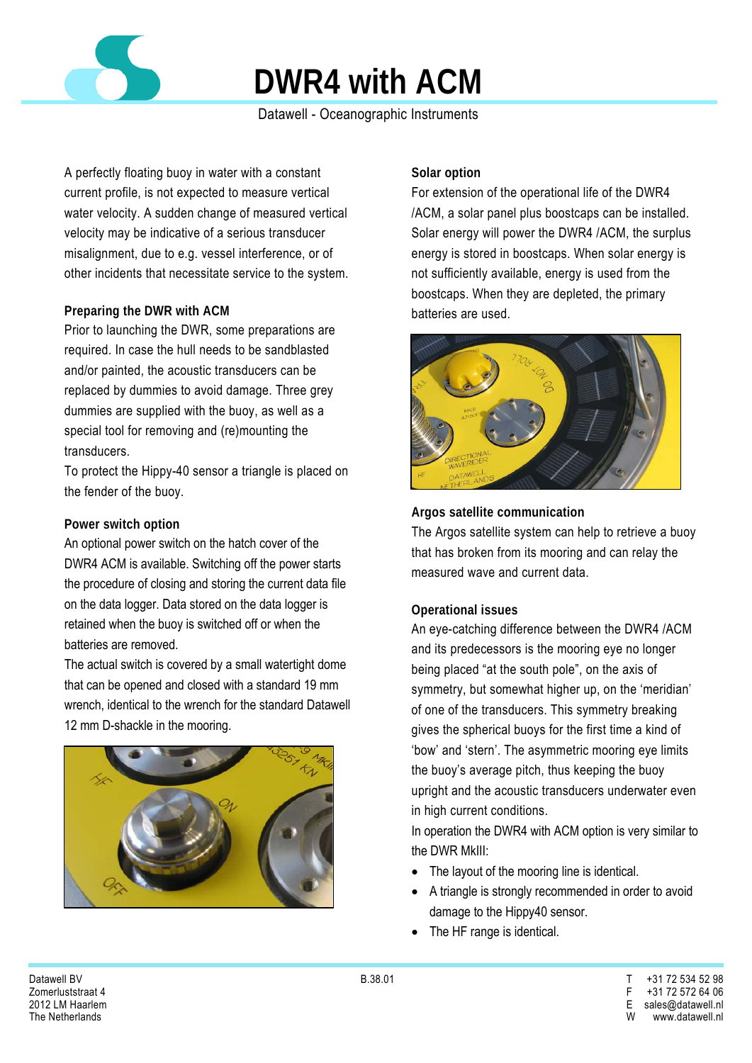# DWR4 with ACM

Datawell - Oceanographic Instruments

A perfectly floating buoy in water with a constant current profile, is not expected to measure vertical water velocity. A sudden change of measured vertical velocity may be indicative of a serious transducer misalignment, due to e.g. vessel interference, or of other incidents that necessitate service to the system.

### Preparing the DWR with ACM

Prior to launching the DWR, some preparations are required. In case the hull needs to be sandblasted and/or painted, the acoustic transducers can be replaced by dummies to avoid damage. Three grey dummies are supplied with the buoy, as well as a special tool for removing and (re)mounting the transducers.

To protect the Hippy-40 sensor a triangle is placed on the fender of the buoy.

### Power switch option

An optional power switch on the hatch cover of the DWR4 ACM is available. Switching off the power starts the procedure of closing and storing the current data file on the data logger. Data stored on the data logger is retained when the buoy is switched off or when the batteries are removed.

The actual switch is covered by a small watertight dome that can be opened and closed with a standard 19 mm wrench, identical to the wrench for the standard Datawell 12 mm D-shackle in the mooring.

### Solar option

For extension of the operational life of the DWR4 /ACM, a solar panel plus boostcaps can be installed. Solar energy will power the DWR4 /ACM, the surplus energy is stored in boostcaps. When solar energy is not sufficiently available, energy is used from the boostcaps. When they are depleted, the primary batteries are used.

### Argos satellite communication

The Argos satellite system can help to retrieve a buoy that has broken from its mooring and can relay the measured wave and current data.

### Operational issues

An eye-catching difference between the DWR4 /ACM and its predecessors is the mooring eye no longer being placed "at the south pole", on the axis of symmetry, but somewhat higher up, on the 'meridian' of one of the transducers. This symmetry breaking gives the spherical buoys for the first time a kind of 'bow' and 'stern'. The asymmetric mooring eye limits the buoy's average pitch, thus keeping the buoy upright and the acoustic transducers underwater even in high current conditions.

In operation the DWR4 with ACM option is very similar to the DWR MkIII:

- The layout of the mooring line is identical.
- A triangle is strongly recommended in order to avoid damage to the Hippy40 sensor.
- The HF range is identical.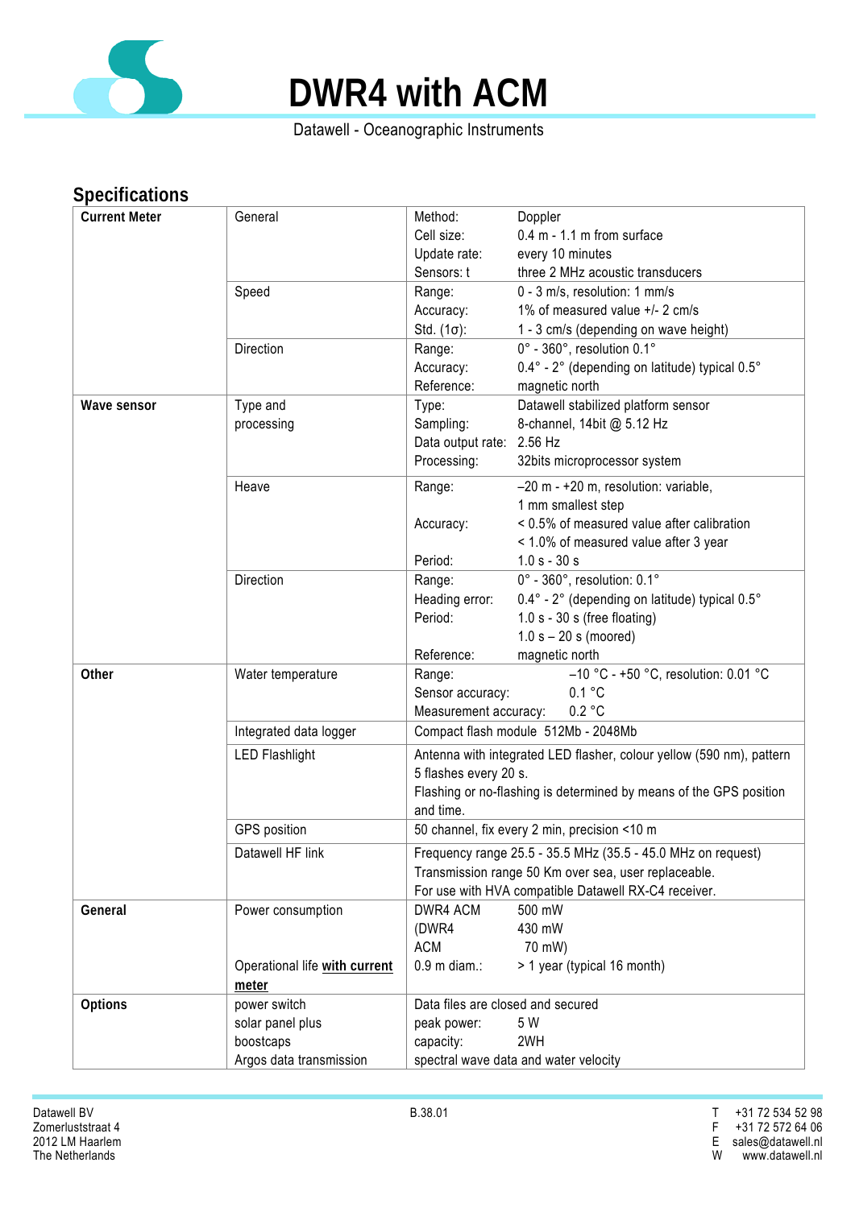# DWR4 with ACM

Datawell - Oceanographic Instruments

## Specifications

| | | | |
|---|---|---|---|
| **Current Meter** | General | Method:<br>Cell size:<br>Update rate:<br>Sensors: t | Doppler<br>0.4 m - 1.1 m from surface<br>every 10 minutes<br>three 2 MHz acoustic transducers |
| | Speed | Range:<br>Accuracy:<br>Std. (1σ): | 0 - 3 m/s, resolution: 1 mm/s<br>1% of measured value +/- 2 cm/s<br>1 - 3 cm/s (depending on wave height) |
| | Direction | Range:<br>Accuracy:<br>Reference: | 0° - 360°, resolution 0.1°<br>0.4° - 2° (depending on latitude) typical 0.5°<br>magnetic north |
| **Wave sensor** | Type and processing | Type:<br>Sampling:<br>Data output rate:<br>Processing: | Datawell stabilized platform sensor<br>8-channel, 14bit @ 5.12 Hz<br>2.56 Hz<br>32bits microprocessor system |
| | Heave | Range:<br><br>Accuracy:<br><br>Period: | –20 m - +20 m, resolution: variable,<br>1 mm smallest step<br>< 0.5% of measured value after calibration<br>< 1.0% of measured value after 3 year<br>1.0 s - 30 s |
| | Direction | Range:<br>Heading error:<br>Period:<br><br>Reference: | 0° - 360°, resolution: 0.1°<br>0.4° - 2° (depending on latitude) typical 0.5°<br>1.0 s - 30 s (free floating)<br>1.0 s – 20 s (moored)<br>magnetic north |
| **Other** | Water temperature | Range:<br>Sensor accuracy:<br>Measurement accuracy: | –10 °C - +50 °C, resolution: 0.01 °C<br>0.1 °C<br>0.2 °C |
| | Integrated data logger | Compact flash module 512Mb - 2048Mb | |
| | LED Flashlight | Antenna with integrated LED flasher, colour yellow (590 nm), pattern 5 flashes every 20 s.<br>Flashing or no-flashing is determined by means of the GPS position and time. | |
| | GPS position | 50 channel, fix every 2 min, precision <10 m | |
| | Datawell HF link | Frequency range 25.5 - 35.5 MHz (35.5 - 45.0 MHz on request)<br>Transmission range 50 Km over sea, user replaceable.<br>For use with HVA compatible Datawell RX-C4 receiver. | |
| **General** | Power consumption<br><br><br>Operational life **with current meter** | DWR4 ACM<br>(DWR4<br>ACM<br>0.9 m diam.: | 500 mW<br>430 mW<br>70 mW)<br>> 1 year (typical 16 month) |
| **Options** | power switch<br>solar panel plus<br>boostcaps<br>Argos data transmission | Data files are closed and secured<br>peak power:<br>capacity:<br>spectral wave data and water velocity | <br>5 W<br>2WH<br> |

Datawell BV
Zomerluststraat 4
2012 LM Haarlem
The Netherlands

B.38.01

T +31 72 534 52 98
F +31 72 572 64 06
E sales@datawell.nl
W www.datawell.nl